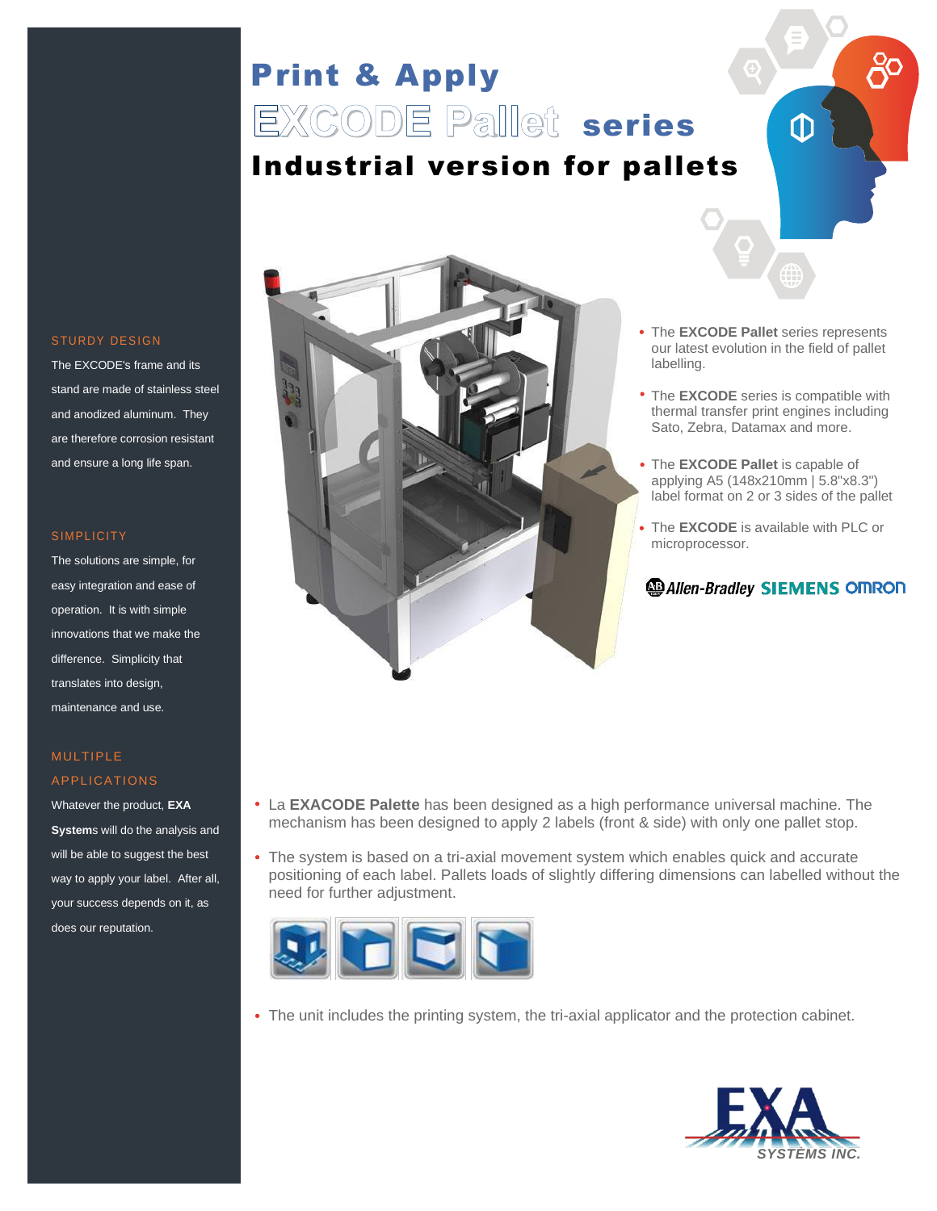# Print & Apply

# EXCODE Pallet series

## Industrial version for pallets

### STURDY DESIGN

The EXCODE's frame and its stand are made of stainless steel and anodized aluminum. They are therefore corrosion resistant and ensure a long life span.

### SIMPLICITY

The solutions are simple, for easy integration and ease of operation. It is with simple innovations that we make the difference. Simplicity that translates into design, maintenance and use.

### MULTIPLE APPLICATIONS

Whatever the product, **EXA Systems** will do the analysis and will be able to suggest the best way to apply your label. After all, your success depends on it, as does our reputation.

- The **EXCODE Pallet** series represents our latest evolution in the field of pallet labelling.
- The **EXCODE** series is compatible with thermal transfer print engines including Sato, Zebra, Datamax and more.
- The **EXCODE Pallet** is capable of applying A5 (148x210mm | 5.8"x8.3") label format on 2 or 3 sides of the pallet
- The **EXCODE** is available with PLC or microprocessor.

Allen-Bradley SIEMENS OMRON

- La **EXACODE Palette** has been designed as a high performance universal machine. The mechanism has been designed to apply 2 labels (front & side) with only one pallet stop.
- The system is based on a tri-axial movement system which enables quick and accurate positioning of each label. Pallets loads of slightly differing dimensions can labelled without the need for further adjustment.
- The unit includes the printing system, the tri-axial applicator and the protection cabinet.

EXA SYSTEMS INC.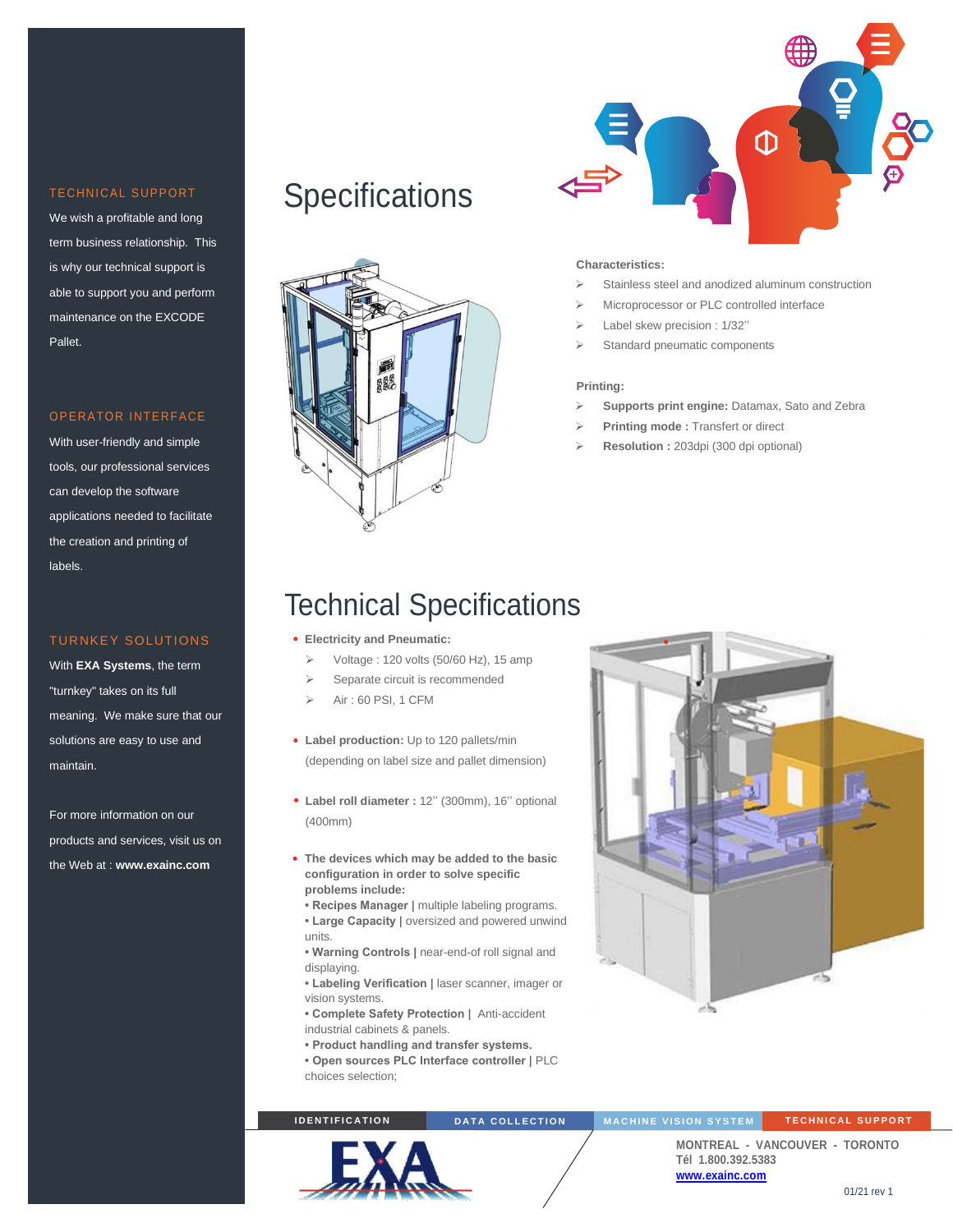## TECHNICAL SUPPORT

We wish a profitable and long term business relationship. This is why our technical support is able to support you and perform maintenance on the EXCODE Pallet.

## OPERATOR INTERFACE

With user-friendly and simple tools, our professional services can develop the software applications needed to facilitate the creation and printing of labels.

## TURNKEY SOLUTIONS

With **EXA Systems**, the term "turnkey" takes on its full meaning. We make sure that our solutions are easy to use and maintain.

For more information on our products and services, visit us on the Web at : **www.exainc.com**

# Specifications

**Characteristics:**

- Stainless steel and anodized aluminum construction
- Microprocessor or PLC controlled interface
- Label skew precision : 1/32''
- Standard pneumatic components

**Printing:**

- **Supports print engine:** Datamax, Sato and Zebra
- **Printing mode :** Transfert or direct
- **Resolution :** 203dpi (300 dpi optional)

# Technical Specifications

- **Electricity and Pneumatic:**
  - Voltage : 120 volts (50/60 Hz), 15 amp
  - Separate circuit is recommended
  - Air : 60 PSI, 1 CFM
- **Label production:** Up to 120 pallets/min (depending on label size and pallet dimension)
- **Label roll diameter :** 12'' (300mm), 16'' optional (400mm)
- **The devices which may be added to the basic configuration in order to solve specific problems include:**
  - **Recipes Manager |** multiple labeling programs.
  - **Large Capacity |** oversized and powered unwind units.
  - **Warning Controls |** near-end-of roll signal and displaying.
  - **Labeling Verification |** laser scanner, imager or vision systems.
  - **Complete Safety Protection |** Anti-accident industrial cabinets & panels.
  - **Product handling and transfer systems.**
  - **Open sources PLC Interface controller |** PLC choices selection;

IDENTIFICATION | DATA COLLECTION | MACHINE VISION SYSTEM | TECHNICAL SUPPORT

**MONTREAL - VANCOUVER - TORONTO**
**Tél 1.800.392.5383**
**www.exainc.com**

01/21 rev 1